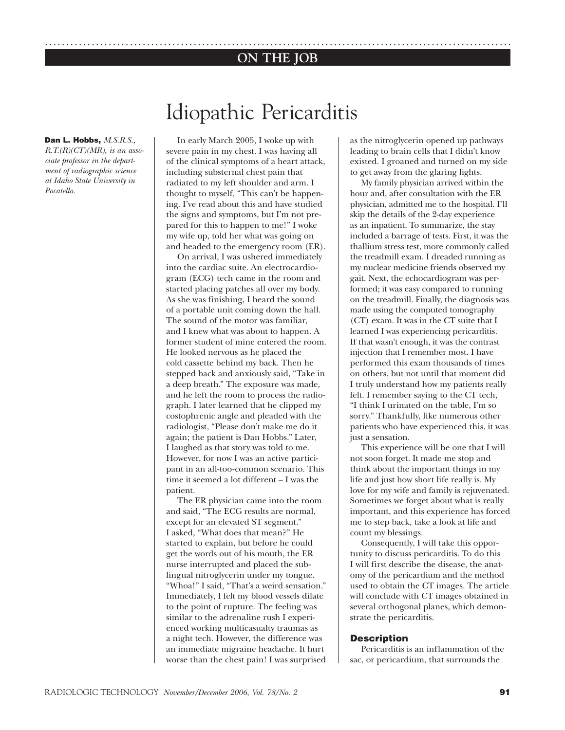ON THE JOB

# Idiopathic Pericarditis

**Dan L. Hobbs,** *M.S.R.S., R.T.(R)(CT)(MR), is an associate professor in the department of radiographic science at Idaho State University in Pocatello.*

In early March 2005, I woke up with severe pain in my chest. I was having all of the clinical symptoms of a heart attack, including substernal chest pain that radiated to my left shoulder and arm. I thought to myself, "This can't be happening. I've read about this and have studied the signs and symptoms, but I'm not prepared for this to happen to me!" I woke my wife up, told her what was going on and headed to the emergency room (ER).

On arrival, I was ushered immediately into the cardiac suite. An electrocardiogram (ECG) tech came in the room and started placing patches all over my body. As she was finishing, I heard the sound of a portable unit coming down the hall. The sound of the motor was familiar, and I knew what was about to happen. A former student of mine entered the room. He looked nervous as he placed the cold cassette behind my back. Then he stepped back and anxiously said, "Take in a deep breath." The exposure was made, and he left the room to process the radiograph. I later learned that he clipped my costophrenic angle and pleaded with the radiologist, "Please don't make me do it again; the patient is Dan Hobbs." Later, I laughed as that story was told to me. However, for now I was an active participant in an all-too-common scenario. This time it seemed a lot different – I was the patient.

The ER physician came into the room and said, "The ECG results are normal, except for an elevated ST segment." I asked, "What does that mean?" He started to explain, but before he could get the words out of his mouth, the ER nurse interrupted and placed the sublingual nitroglycerin under my tongue. "Whoa!" I said, "That's a weird sensation." Immediately, I felt my blood vessels dilate to the point of rupture. The feeling was similar to the adrenaline rush I experienced working multicasualty traumas as a night tech. However, the difference was an immediate migraine headache. It hurt worse than the chest pain! I was surprised as the nitroglycerin opened up pathways leading to brain cells that I didn't know existed. I groaned and turned on my side to get away from the glaring lights.

My family physician arrived within the hour and, after consultation with the ER physician, admitted me to the hospital. I'll skip the details of the 2-day experience as an inpatient. To summarize, the stay included a barrage of tests. First, it was the thallium stress test, more commonly called the treadmill exam. I dreaded running as my nuclear medicine friends observed my gait. Next, the echocardiogram was performed; it was easy compared to running on the treadmill. Finally, the diagnosis was made using the computed tomography (CT) exam. It was in the CT suite that I learned I was experiencing pericarditis. If that wasn't enough, it was the contrast injection that I remember most. I have performed this exam thousands of times on others, but not until that moment did I truly understand how my patients really felt. I remember saying to the CT tech, "I think I urinated on the table, I'm so sorry." Thankfully, like numerous other patients who have experienced this, it was just a sensation.

This experience will be one that I will not soon forget. It made me stop and think about the important things in my life and just how short life really is. My love for my wife and family is rejuvenated. Sometimes we forget about what is really important, and this experience has forced me to step back, take a look at life and count my blessings.

Consequently, I will take this opportunity to discuss pericarditis. To do this I will first describe the disease, the anatomy of the pericardium and the method used to obtain the CT images. The article will conclude with CT images obtained in several orthogonal planes, which demonstrate the pericarditis.

## Description

Pericarditis is an inflammation of the sac, or pericardium, that surrounds the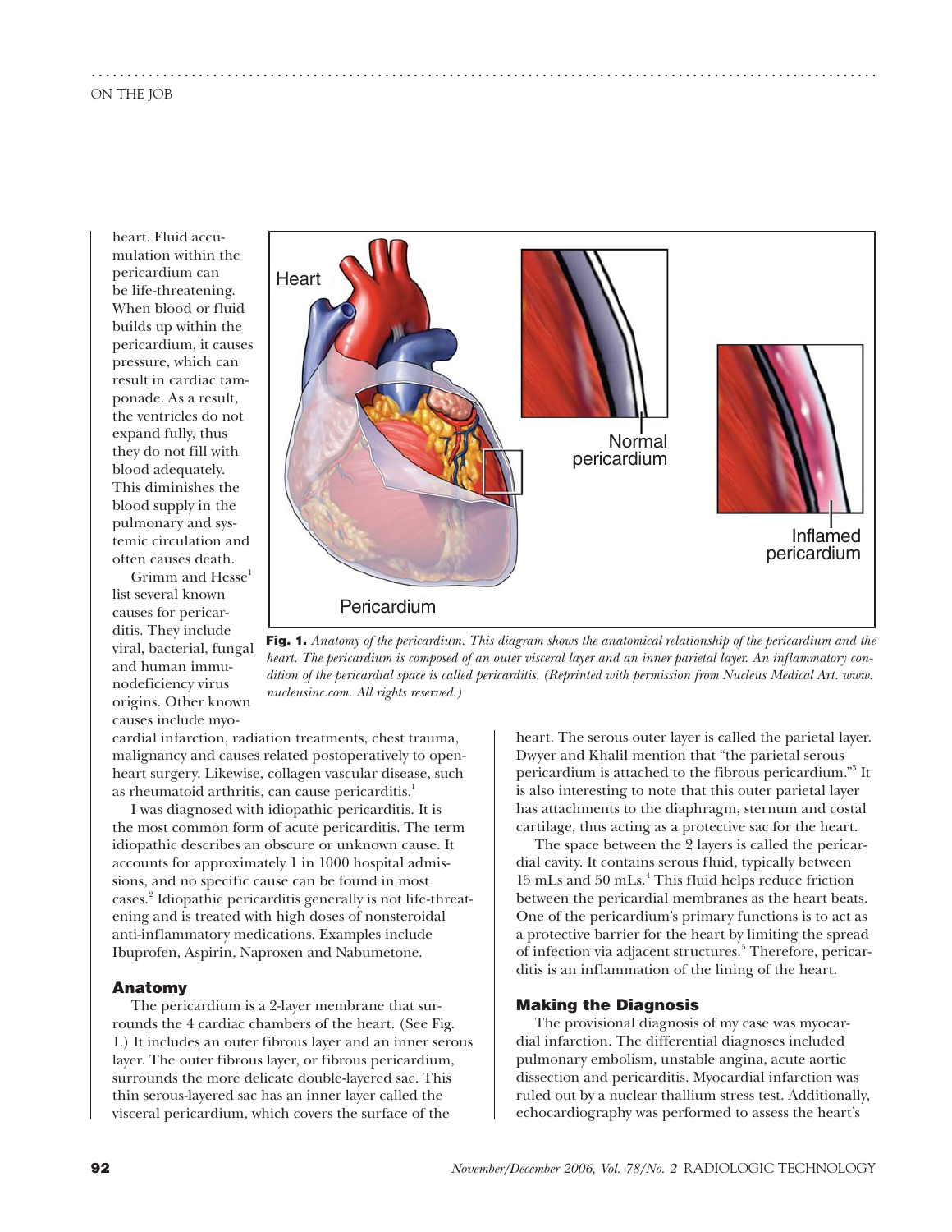heart. Fluid accumulation within the pericardium can be life-threatening. When blood or fluid builds up within the pericardium, it causes pressure, which can result in cardiac tamponade. As a result, the ventricles do not expand fully, thus they do not fill with blood adequately. This diminishes the blood supply in the pulmonary and systemic circulation and often causes death.

Grimm and Hesse[1] list several known causes for pericarditis. They include viral, bacterial, fungal and human immunodeficiency virus origins. Other known causes include myocardial infarction, radiation treatments, chest trauma, malignancy and causes related postoperatively to open-heart surgery. Likewise, collagen vascular disease, such as rheumatoid arthritis, can cause pericarditis.[1]

**Fig. 1.** *Anatomy of the pericardium. This diagram shows the anatomical relationship of the pericardium and the heart. The pericardium is composed of an outer visceral layer and an inner parietal layer. An inflammatory condition of the pericardial space is called pericarditis. (Reprinted with permission from Nucleus Medical Art. www.nucleusinc.com. All rights reserved.)*

I was diagnosed with idiopathic pericarditis. It is the most common form of acute pericarditis. The term idiopathic describes an obscure or unknown cause. It accounts for approximately 1 in 1000 hospital admissions, and no specific cause can be found in most cases.[2] Idiopathic pericarditis generally is not life-threatening and is treated with high doses of nonsteroidal anti-inflammatory medications. Examples include Ibuprofen, Aspirin, Naproxen and Nabumetone.

### Anatomy

The pericardium is a 2-layer membrane that surrounds the 4 cardiac chambers of the heart. (See Fig. 1.) It includes an outer fibrous layer and an inner serous layer. The outer fibrous layer, or fibrous pericardium, surrounds the more delicate double-layered sac. This thin serous-layered sac has an inner layer called the visceral pericardium, which covers the surface of the heart. The serous outer layer is called the parietal layer. Dwyer and Khalil mention that "the parietal serous pericardium is attached to the fibrous pericardium."[3] It is also interesting to note that this outer parietal layer has attachments to the diaphragm, sternum and costal cartilage, thus acting as a protective sac for the heart.

The space between the 2 layers is called the pericardial cavity. It contains serous fluid, typically between 15 mLs and 50 mLs.[4] This fluid helps reduce friction between the pericardial membranes as the heart beats. One of the pericardium's primary functions is to act as a protective barrier for the heart by limiting the spread of infection via adjacent structures.[5] Therefore, pericarditis is an inflammation of the lining of the heart.

### Making the Diagnosis

The provisional diagnosis of my case was myocardial infarction. The differential diagnoses included pulmonary embolism, unstable angina, acute aortic dissection and pericarditis. Myocardial infarction was ruled out by a nuclear thallium stress test. Additionally, echocardiography was performed to assess the heart's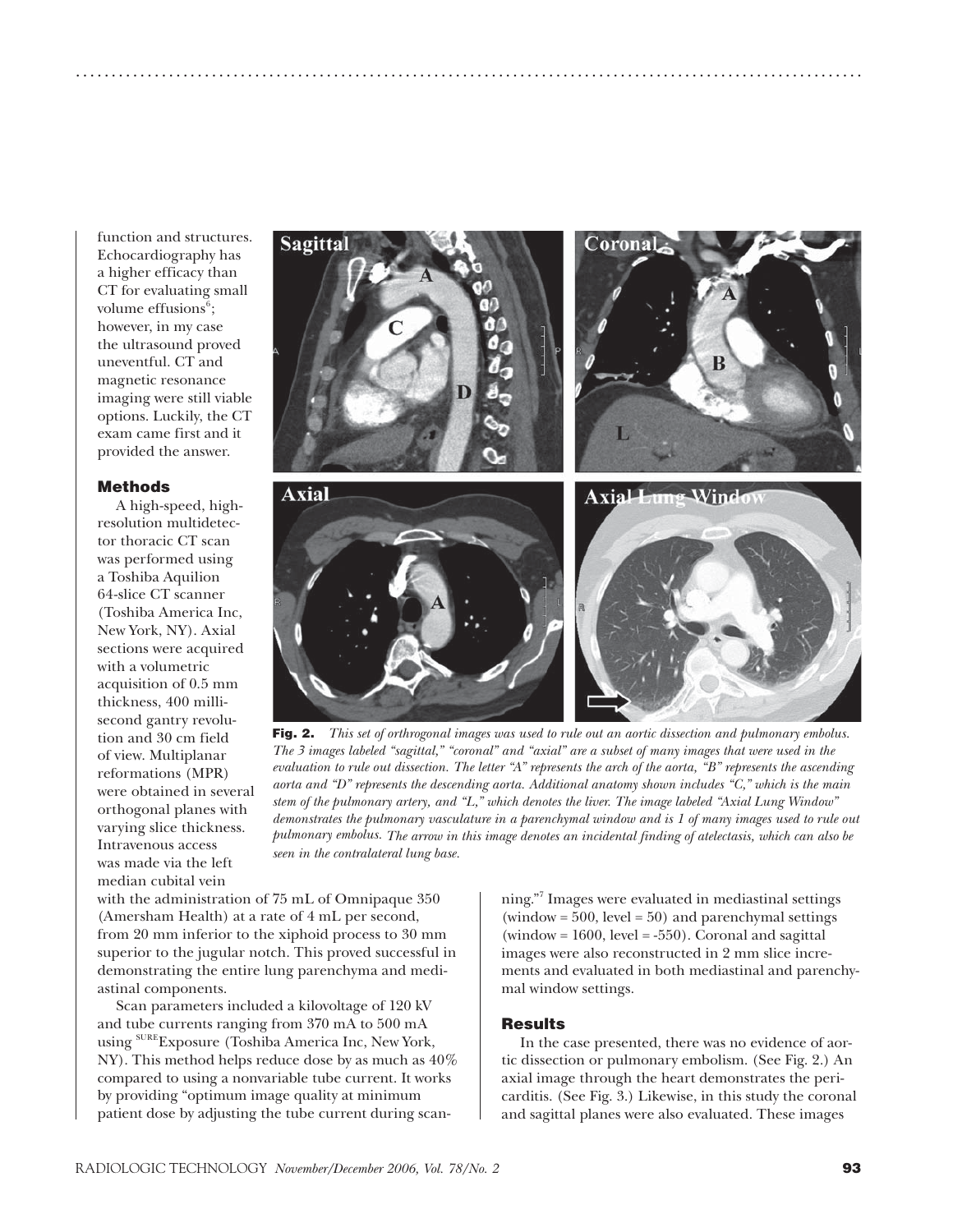function and structures. Echocardiography has a higher efficacy than CT for evaluating small volume effusions[6]; however, in my case the ultrasound proved uneventful. CT and magnetic resonance imaging were still viable options. Luckily, the CT exam came first and it provided the answer.

**Fig. 2.** *This set of orthrogonal images was used to rule out an aortic dissection and pulmonary embolus. The 3 images labeled "sagittal," "coronal" and "axial" are a subset of many images that were used in the evaluation to rule out dissection. The letter "A" represents the arch of the aorta, "B" represents the ascending aorta and "D" represents the descending aorta. Additional anatomy shown includes "C," which is the main stem of the pulmonary artery, and "L," which denotes the liver. The image labeled "Axial Lung Window" demonstrates the pulmonary vasculature in a parenchymal window and is 1 of many images used to rule out pulmonary embolus. The arrow in this image denotes an incidental finding of atelectasis, which can also be seen in the contralateral lung base.*

## Methods

A high-speed, high-resolution multidetector thoracic CT scan was performed using a Toshiba Aquilion 64-slice CT scanner (Toshiba America Inc, New York, NY). Axial sections were acquired with a volumetric acquisition of 0.5 mm thickness, 400 millisecond gantry revolution and 30 cm field of view. Multiplanar reformations (MPR) were obtained in several orthogonal planes with varying slice thickness. Intravenous access was made via the left median cubital vein with the administration of 75 mL of Omnipaque 350 (Amersham Health) at a rate of 4 mL per second, from 20 mm inferior to the xiphoid process to 30 mm superior to the jugular notch. This proved successful in demonstrating the entire lung parenchyma and mediastinal components.

Scan parameters included a kilovoltage of 120 kV and tube currents ranging from 370 mA to 500 mA using SUREExposure (Toshiba America Inc, New York, NY). This method helps reduce dose by as much as 40% compared to using a nonvariable tube current. It works by providing "optimum image quality at minimum patient dose by adjusting the tube current during scanning."[7] Images were evaluated in mediastinal settings (window = 500, level = 50) and parenchymal settings (window = 1600, level = -550). Coronal and sagittal images were also reconstructed in 2 mm slice increments and evaluated in both mediastinal and parenchymal window settings.

## Results

In the case presented, there was no evidence of aortic dissection or pulmonary embolism. (See Fig. 2.) An axial image through the heart demonstrates the pericarditis. (See Fig. 3.) Likewise, in this study the coronal and sagittal planes were also evaluated. These images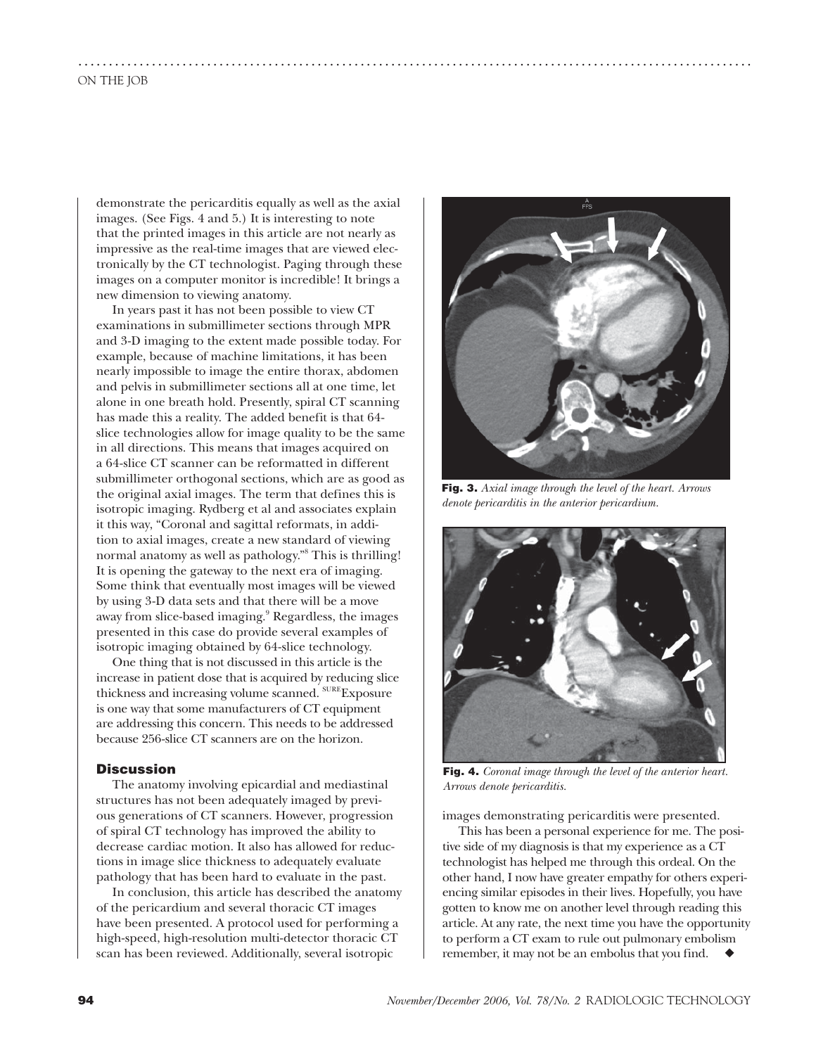demonstrate the pericarditis equally as well as the axial images. (See Figs. 4 and 5.) It is interesting to note that the printed images in this article are not nearly as impressive as the real-time images that are viewed electronically by the CT technologist. Paging through these images on a computer monitor is incredible! It brings a new dimension to viewing anatomy.

In years past it has not been possible to view CT examinations in submillimeter sections through MPR and 3-D imaging to the extent made possible today. For example, because of machine limitations, it has been nearly impossible to image the entire thorax, abdomen and pelvis in submillimeter sections all at one time, let alone in one breath hold. Presently, spiral CT scanning has made this a reality. The added benefit is that 64-slice technologies allow for image quality to be the same in all directions. This means that images acquired on a 64-slice CT scanner can be reformatted in different submillimeter orthogonal sections, which are as good as the original axial images. The term that defines this is isotropic imaging. Rydberg et al and associates explain it this way, "Coronal and sagittal reformats, in addition to axial images, create a new standard of viewing normal anatomy as well as pathology."[8] This is thrilling! It is opening the gateway to the next era of imaging. Some think that eventually most images will be viewed by using 3-D data sets and that there will be a move away from slice-based imaging.[9] Regardless, the images presented in this case do provide several examples of isotropic imaging obtained by 64-slice technology.

One thing that is not discussed in this article is the increase in patient dose that is acquired by reducing slice thickness and increasing volume scanned. SUREExposure is one way that some manufacturers of CT equipment are addressing this concern. This needs to be addressed because 256-slice CT scanners are on the horizon.

## Discussion

The anatomy involving epicardial and mediastinal structures has not been adequately imaged by previous generations of CT scanners. However, progression of spiral CT technology has improved the ability to decrease cardiac motion. It also has allowed for reductions in image slice thickness to adequately evaluate pathology that has been hard to evaluate in the past.

In conclusion, this article has described the anatomy of the pericardium and several thoracic CT images have been presented. A protocol used for performing a high-speed, high-resolution multi-detector thoracic CT scan has been reviewed. Additionally, several isotropic images demonstrating pericarditis were presented.

This has been a personal experience for me. The positive side of my diagnosis is that my experience as a CT technologist has helped me through this ordeal. On the other hand, I now have greater empathy for others experiencing similar episodes in their lives. Hopefully, you have gotten to know me on another level through reading this article. At any rate, the next time you have the opportunity to perform a CT exam to rule out pulmonary embolism remember, it may not be an embolus that you find. ◆

**Fig. 3.** *Axial image through the level of the heart. Arrows denote pericarditis in the anterior pericardium.*

**Fig. 4.** *Coronal image through the level of the anterior heart. Arrows denote pericarditis.*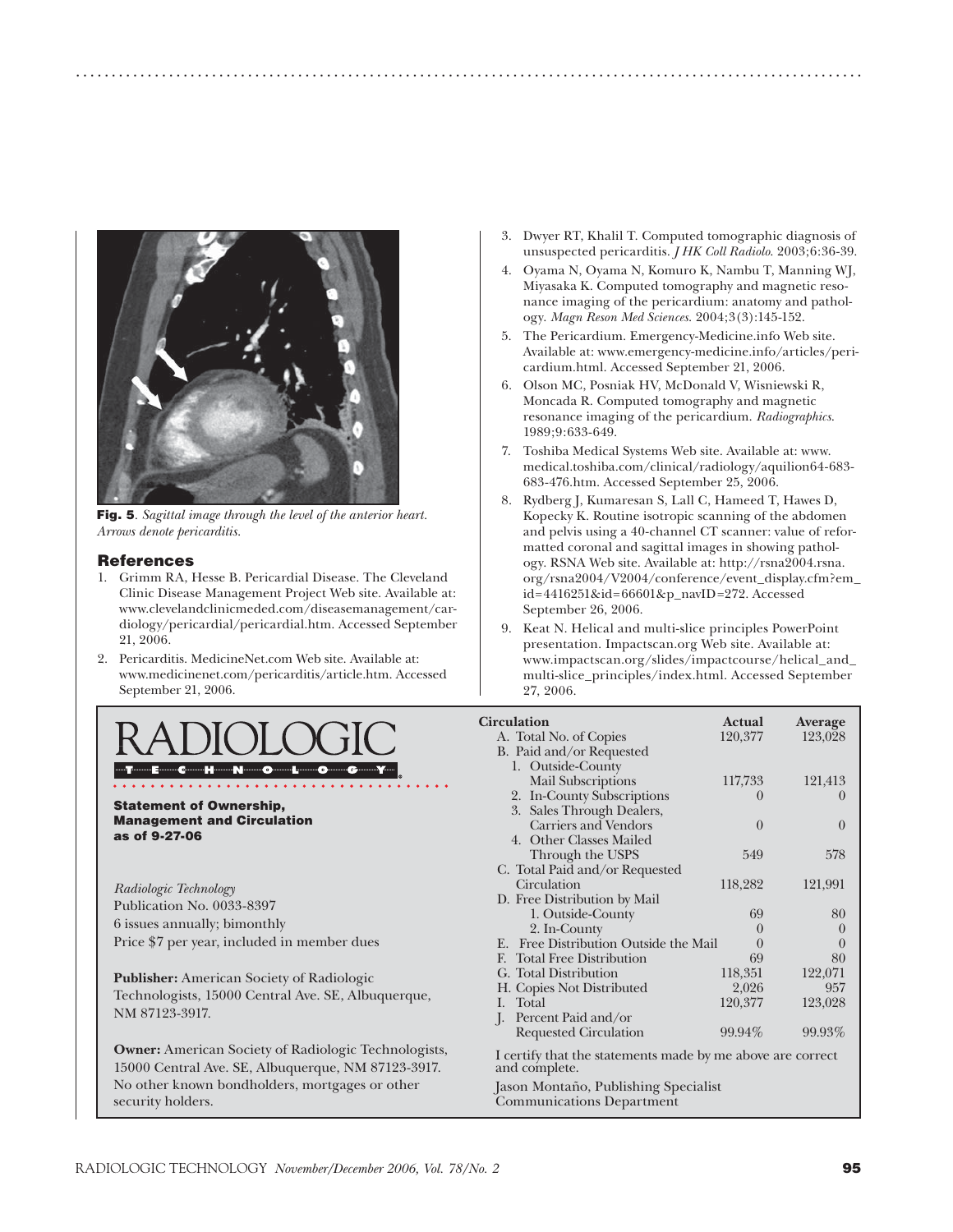**Fig. 5**. *Sagittal image through the level of the anterior heart. Arrows denote pericarditis.*

## References

1. Grimm RA, Hesse B. Pericardial Disease. The Cleveland Clinic Disease Management Project Web site. Available at: www.clevelandclinicmeded.com/diseasemanagement/cardiology/pericardial/pericardial.htm. Accessed September 21, 2006.
2. Pericarditis. MedicineNet.com Web site. Available at: www.medicinenet.com/pericarditis/article.htm. Accessed September 21, 2006.
3. Dwyer RT, Khalil T. Computed tomographic diagnosis of unsuspected pericarditis. *J HK Coll Radiolo.* 2003;6:36-39.
4. Oyama N, Oyama N, Komuro K, Nambu T, Manning WJ, Miyasaka K. Computed tomography and magnetic resonance imaging of the pericardium: anatomy and pathology. *Magn Reson Med Sciences.* 2004;3(3):145-152.
5. The Pericardium. Emergency-Medicine.info Web site. Available at: www.emergency-medicine.info/articles/pericardium.html. Accessed September 21, 2006.
6. Olson MC, Posniak HV, McDonald V, Wisniewski R, Moncada R. Computed tomography and magnetic resonance imaging of the pericardium. *Radiographics.* 1989;9:633-649.
7. Toshiba Medical Systems Web site. Available at: www.medical.toshiba.com/clinical/radiology/aquilion64-683-683-476.htm. Accessed September 25, 2006.
8. Rydberg J, Kumaresan S, Lall C, Hameed T, Hawes D, Kopecky K. Routine isotropic scanning of the abdomen and pelvis using a 40-channel CT scanner: value of reformatted coronal and sagittal images in showing pathology. RSNA Web site. Available at: http://rsna2004.rsna.org/rsna2004/V2004/conference/event_display.cfm?em_id=4416251&id=66601&p_navID=272. Accessed September 26, 2006.
9. Keat N. Helical and multi-slice principles PowerPoint presentation. Impactscan.org Web site. Available at: www.impactscan.org/slides/impactcourse/helical_and_multi-slice_principles/index.html. Accessed September 27, 2006.

# RADIOLOGIC TECHNOLOGY

**Statement of Ownership, Management and Circulation as of 9-27-06**

*Radiologic Technology*
Publication No. 0033-8397
6 issues annually; bimonthly
Price $7 per year, included in member dues

**Publisher:** American Society of Radiologic Technologists, 15000 Central Ave. SE, Albuquerque, NM 87123-3917.

**Owner:** American Society of Radiologic Technologists, 15000 Central Ave. SE, Albuquerque, NM 87123-3917. No other known bondholders, mortgages or other security holders.

| Circulation | Actual | Average |
|---|---|---|
| A. Total No. of Copies | 120,377 | 123,028 |
| B. Paid and/or Requested | | |
| 1. Outside-County Mail Subscriptions | 117,733 | 121,413 |
| 2. In-County Subscriptions | 0 | 0 |
| 3. Sales Through Dealers, Carriers and Vendors | 0 | 0 |
| 4. Other Classes Mailed Through the USPS | 549 | 578 |
| C. Total Paid and/or Requested Circulation | 118,282 | 121,991 |
| D. Free Distribution by Mail | | |
| 1. Outside-County | 69 | 80 |
| 2. In-County | 0 | 0 |
| E. Free Distribution Outside the Mail | 0 | 0 |
| F. Total Free Distribution | 69 | 80 |
| G. Total Distribution | 118,351 | 122,071 |
| H. Copies Not Distributed | 2,026 | 957 |
| I. Total | 120,377 | 123,028 |
| J. Percent Paid and/or Requested Circulation | 99.94% | 99.93% |

I certify that the statements made by me above are correct and complete.

Jason Montaño, Publishing Specialist
Communications Department